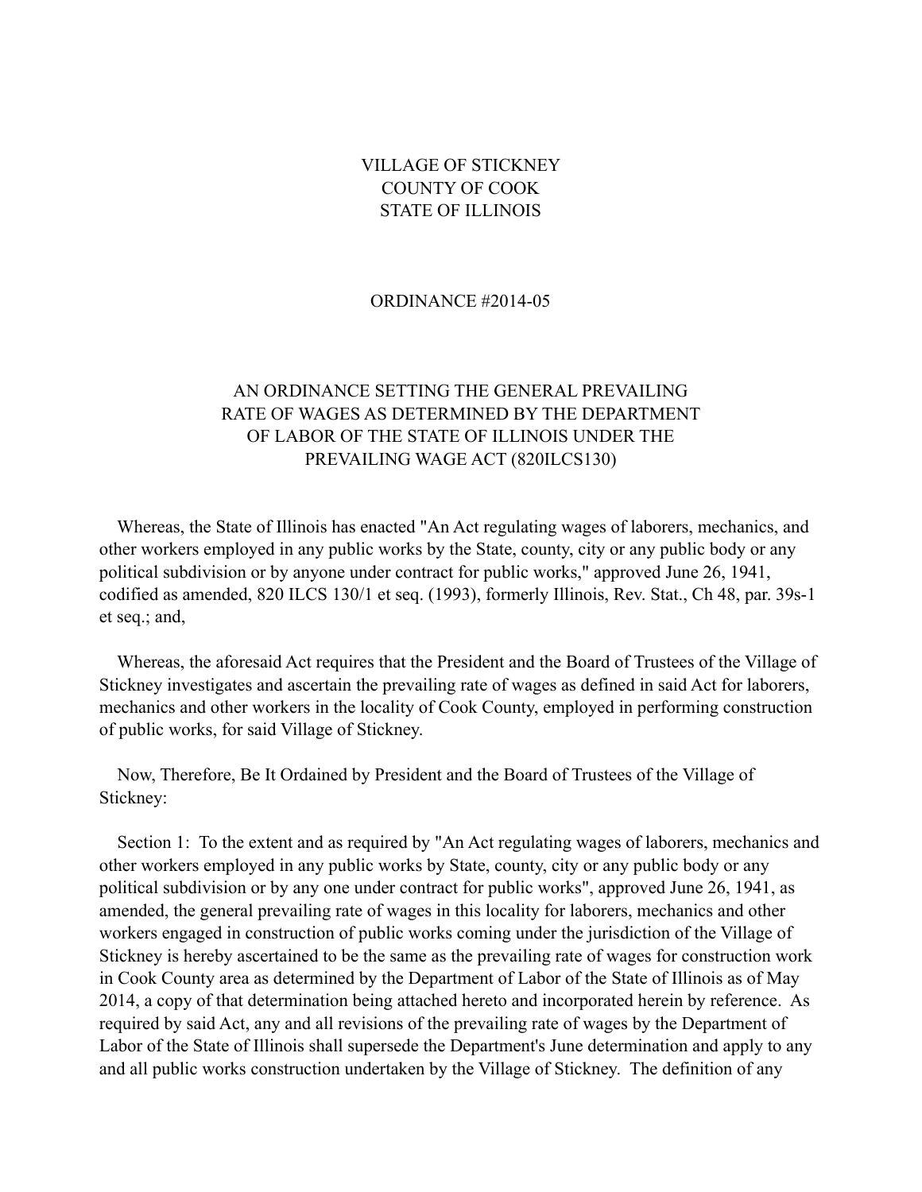VILLAGE OF STICKNEY
COUNTY OF COOK
STATE OF ILLINOIS

ORDINANCE #2014-05

AN ORDINANCE SETTING THE GENERAL PREVAILING RATE OF WAGES AS DETERMINED BY THE DEPARTMENT OF LABOR OF THE STATE OF ILLINOIS UNDER THE PREVAILING WAGE ACT (820ILCS130)

Whereas, the State of Illinois has enacted "An Act regulating wages of laborers, mechanics, and other workers employed in any public works by the State, county, city or any public body or any political subdivision or by anyone under contract for public works," approved June 26, 1941, codified as amended, 820 ILCS 130/1 et seq. (1993), formerly Illinois, Rev. Stat., Ch 48, par. 39s-1 et seq.; and,

Whereas, the aforesaid Act requires that the President and the Board of Trustees of the Village of Stickney investigates and ascertain the prevailing rate of wages as defined in said Act for laborers, mechanics and other workers in the locality of Cook County, employed in performing construction of public works, for said Village of Stickney.

Now, Therefore, Be It Ordained by President and the Board of Trustees of the Village of Stickney:

Section 1: To the extent and as required by "An Act regulating wages of laborers, mechanics and other workers employed in any public works by State, county, city or any public body or any political subdivision or by any one under contract for public works", approved June 26, 1941, as amended, the general prevailing rate of wages in this locality for laborers, mechanics and other workers engaged in construction of public works coming under the jurisdiction of the Village of Stickney is hereby ascertained to be the same as the prevailing rate of wages for construction work in Cook County area as determined by the Department of Labor of the State of Illinois as of May 2014, a copy of that determination being attached hereto and incorporated herein by reference. As required by said Act, any and all revisions of the prevailing rate of wages by the Department of Labor of the State of Illinois shall supersede the Department's June determination and apply to any and all public works construction undertaken by the Village of Stickney. The definition of any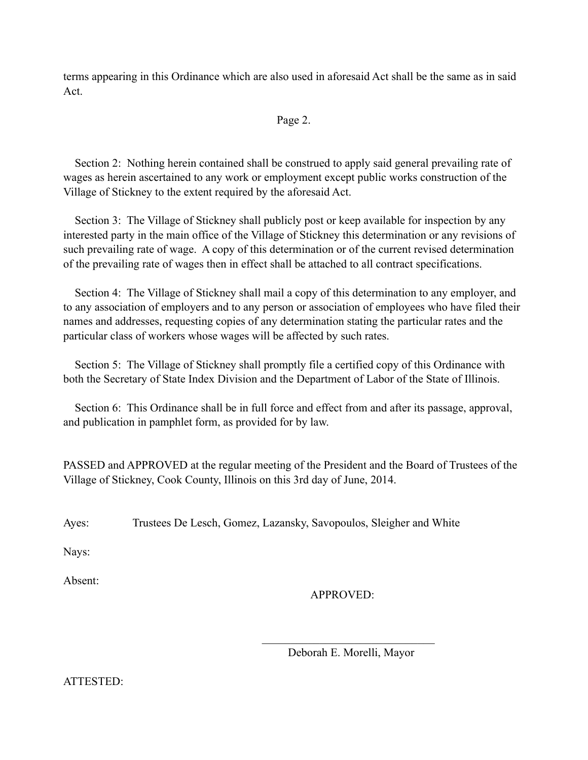terms appearing in this Ordinance which are also used in aforesaid Act shall be the same as in said Act.

Section 2: Nothing herein contained shall be construed to apply said general prevailing rate of wages as herein ascertained to any work or employment except public works construction of the Village of Stickney to the extent required by the aforesaid Act.

Section 3: The Village of Stickney shall publicly post or keep available for inspection by any interested party in the main office of the Village of Stickney this determination or any revisions of such prevailing rate of wage. A copy of this determination or of the current revised determination of the prevailing rate of wages then in effect shall be attached to all contract specifications.

Section 4: The Village of Stickney shall mail a copy of this determination to any employer, and to any association of employers and to any person or association of employees who have filed their names and addresses, requesting copies of any determination stating the particular rates and the particular class of workers whose wages will be affected by such rates.

Section 5: The Village of Stickney shall promptly file a certified copy of this Ordinance with both the Secretary of State Index Division and the Department of Labor of the State of Illinois.

Section 6: This Ordinance shall be in full force and effect from and after its passage, approval, and publication in pamphlet form, as provided for by law.

PASSED and APPROVED at the regular meeting of the President and the Board of Trustees of the Village of Stickney, Cook County, Illinois on this 3rd day of June, 2014.

Ayes: Trustees De Lesch, Gomez, Lazansky, Savopoulos, Sleigher and White

Nays:

Absent:

APPROVED:

\_\_\_\_\_\_\_\_\_\_\_\_\_\_\_\_\_\_\_\_\_\_\_\_\_\_\_\_\_\_

Deborah E. Morelli, Mayor

ATTESTED: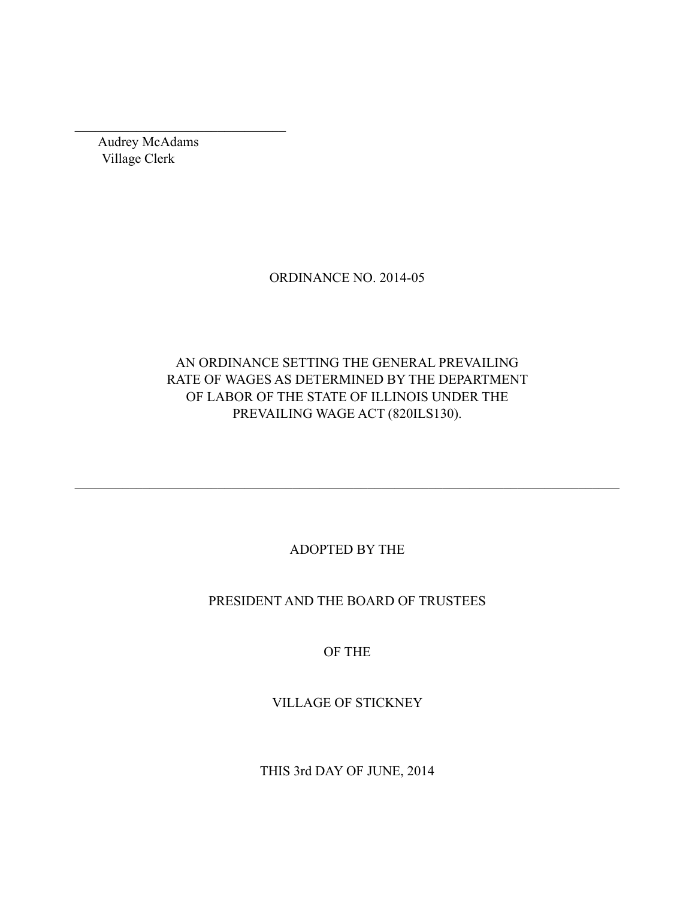______________________________

Audrey McAdams
Village Clerk

ORDINANCE NO. 2014-05

AN ORDINANCE SETTING THE GENERAL PREVAILING RATE OF WAGES AS DETERMINED BY THE DEPARTMENT OF LABOR OF THE STATE OF ILLINOIS UNDER THE PREVAILING WAGE ACT (820ILS130).

---

ADOPTED BY THE

PRESIDENT AND THE BOARD OF TRUSTEES

OF THE

VILLAGE OF STICKNEY

THIS 3rd DAY OF JUNE, 2014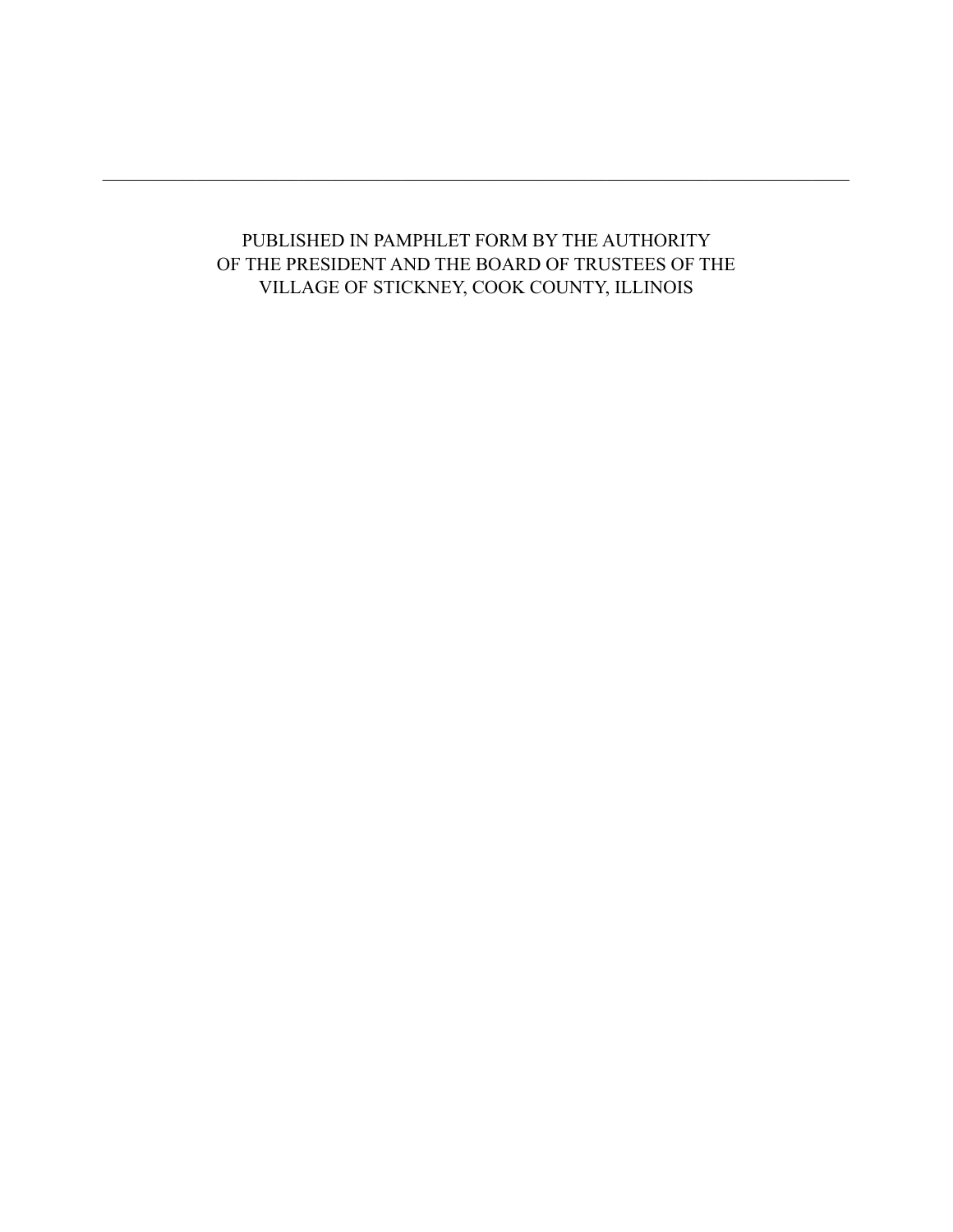---

PUBLISHED IN PAMPHLET FORM BY THE AUTHORITY
OF THE PRESIDENT AND THE BOARD OF TRUSTEES OF THE
VILLAGE OF STICKNEY, COOK COUNTY, ILLINOIS